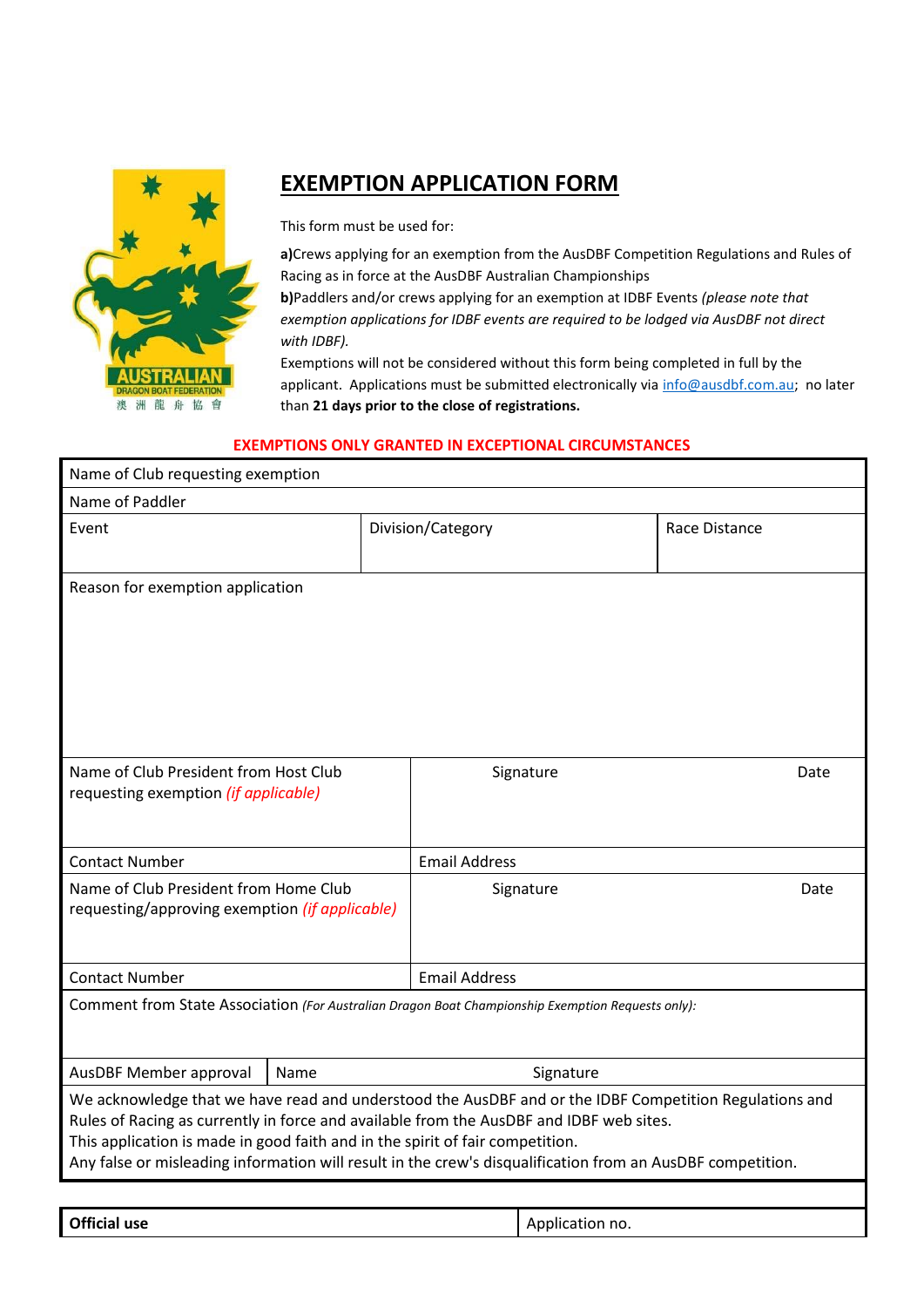# EXEMPTION APPLICATION FORM

This form must be used for:

**a)**Crews applying for an exemption from the AusDBF Competition Regulations and Rules of Racing as in force at the AusDBF Australian Championships
**b)**Paddlers and/or crews applying for an exemption at IDBF Events *(please note that exemption applications for IDBF events are required to be lodged via AusDBF not direct with IDBF).*

Exemptions will not be considered without this form being completed in full by the applicant. Applications must be submitted electronically via info@ausdbf.com.au; no later than **21 days prior to the close of registrations.**

**EXEMPTIONS ONLY GRANTED IN EXCEPTIONAL CIRCUMSTANCES**

| Name of Club requesting exemption | | |
|---|---|---|
| Name of Paddler | | |
| Event | Division/Category | Race Distance |
| Reason for exemption application | | |

| Name of Club President from Host Club requesting exemption *(if applicable)* | Signature | Date |
|---|---|---|
| Contact Number | Email Address | |
| Name of Club President from Home Club requesting/approving exemption *(if applicable)* | Signature | Date |
| Contact Number | Email Address | |
| Comment from State Association *(For Australian Dragon Boat Championship Exemption Requests only):* | | |
| AusDBF Member approval | Name | Signature |

We acknowledge that we have read and understood the AusDBF and or the IDBF Competition Regulations and Rules of Racing as currently in force and available from the AusDBF and IDBF web sites.
This application is made in good faith and in the spirit of fair competition.
Any false or misleading information will result in the crew's disqualification from an AusDBF competition.

| **Official use** | Application no. |
|---|---|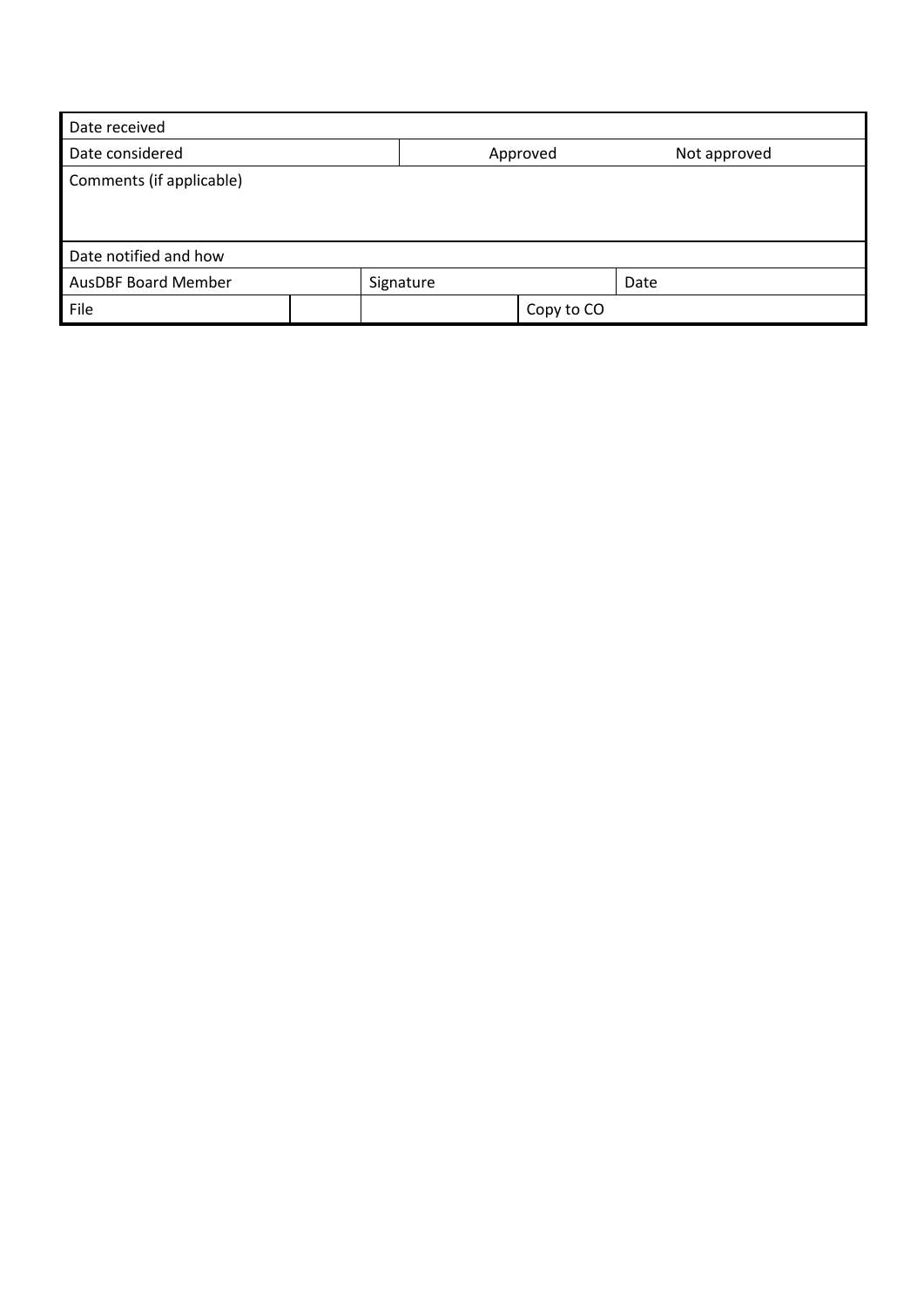| | | | |
|---|---|---|---|
| Date received | | | |
| Date considered | Approved | Not approved | |
| Comments (if applicable) | | | |
| Date notified and how | | | |
| AusDBF Board Member | Signature | Date | |
| File | | | Copy to CO |